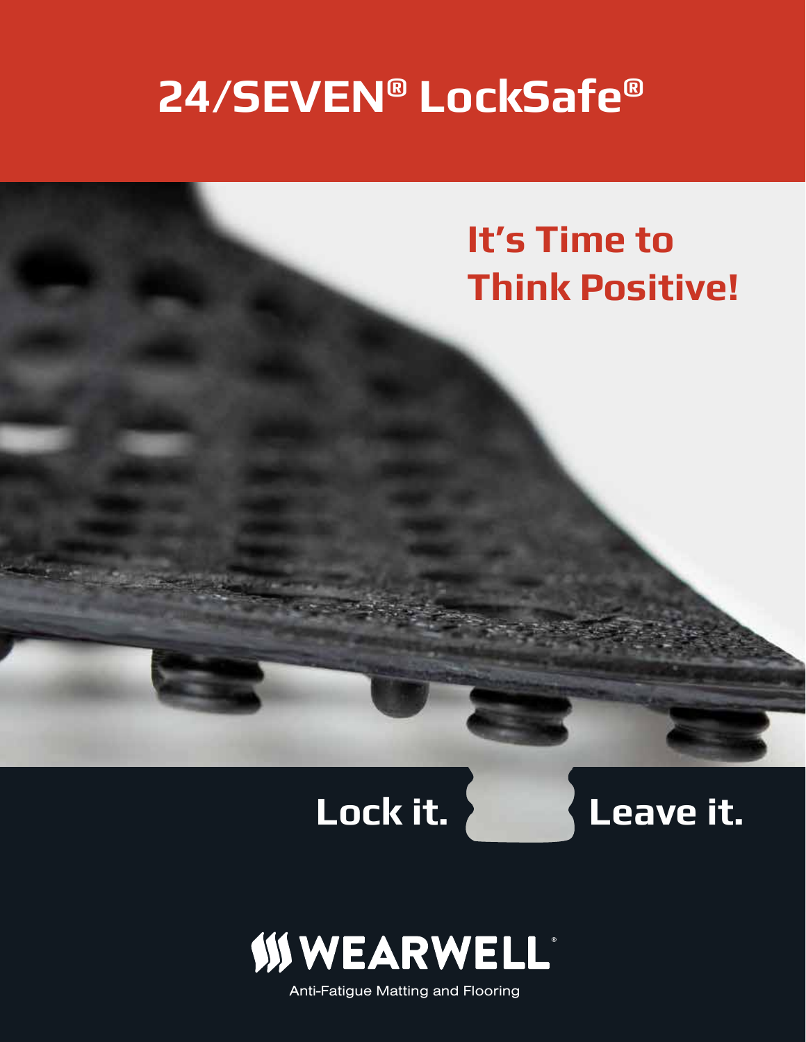# 24/SEVEN® LockSafe®

## It's Time to Think Positive!

**Lock it. Leave it.**

WEARWELL®

Anti-Fatigue Matting and Flooring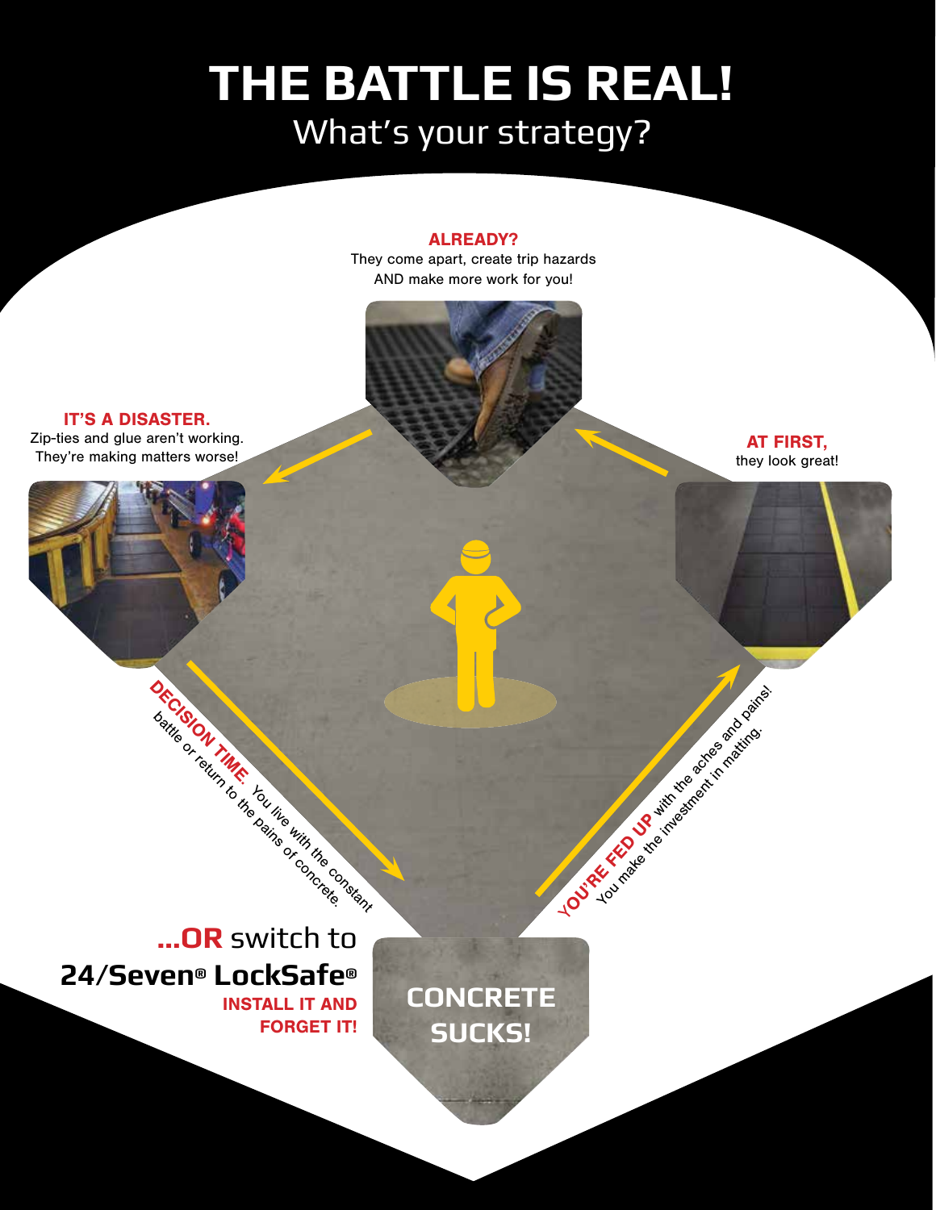# THE BATTLE IS REAL!

## What's your strategy?

**CONCRETE SUCKS!**

**YOU'RE FED UP** with the aches and pains! You make the investment in matting.

**AT FIRST,** they look great!

**ALREADY?** They come apart, create trip hazards AND make more work for you!

**IT'S A DISASTER.** Zip-ties and glue aren't working. They're making matters worse!

**DECISION TIME.** You live with the constant battle or return to the pains of concrete.

**...OR** switch to **24/Seven® LockSafe®**

**INSTALL IT AND FORGET IT!**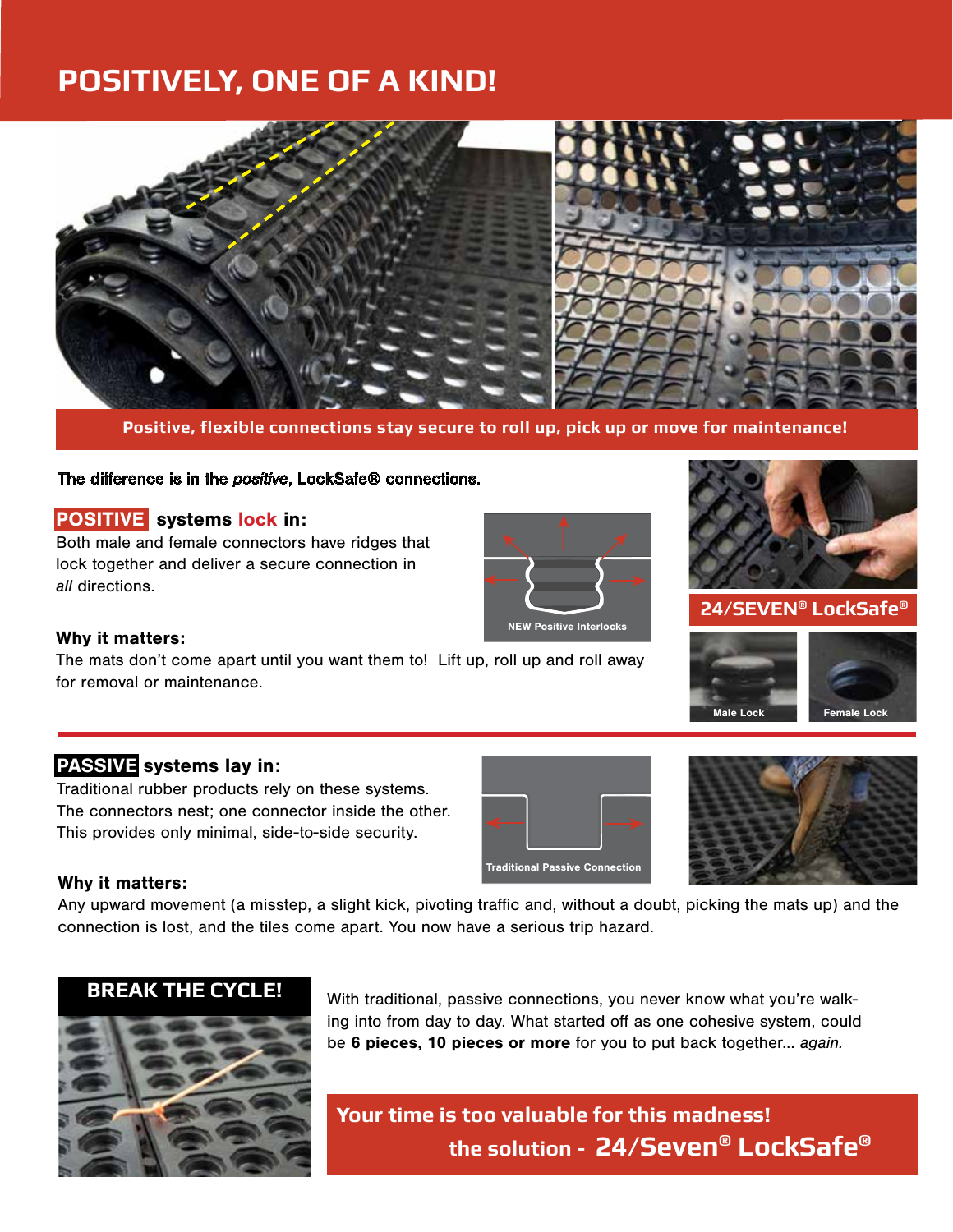# POSITIVELY, ONE OF A KIND!

**Positive, flexible connections stay secure to roll up, pick up or move for maintenance!**

The difference is in the *positive*, LockSafe® connections.

## POSITIVE systems lock in:

Both male and female connectors have ridges that lock together and deliver a secure connection in *all* directions.

NEW Positive Interlocks

**Why it matters:**

The mats don't come apart until you want them to! Lift up, roll up and roll away for removal or maintenance.

**24/SEVEN® LockSafe®**

Male Lock

Female Lock

## PASSIVE systems lay in:

Traditional rubber products rely on these systems. The connectors nest; one connector inside the other. This provides only minimal, side-to-side security.

Traditional Passive Connection

**Why it matters:**

Any upward movement (a misstep, a slight kick, pivoting traffic and, without a doubt, picking the mats up) and the connection is lost, and the tiles come apart. You now have a serious trip hazard.

## BREAK THE CYCLE!

With traditional, passive connections, you never know what you're walking into from day to day. What started off as one cohesive system, could be **6 pieces, 10 pieces or more** for you to put back together... *again.*

**Your time is too valuable for this madness!**
**the solution - 24/Seven® LockSafe®**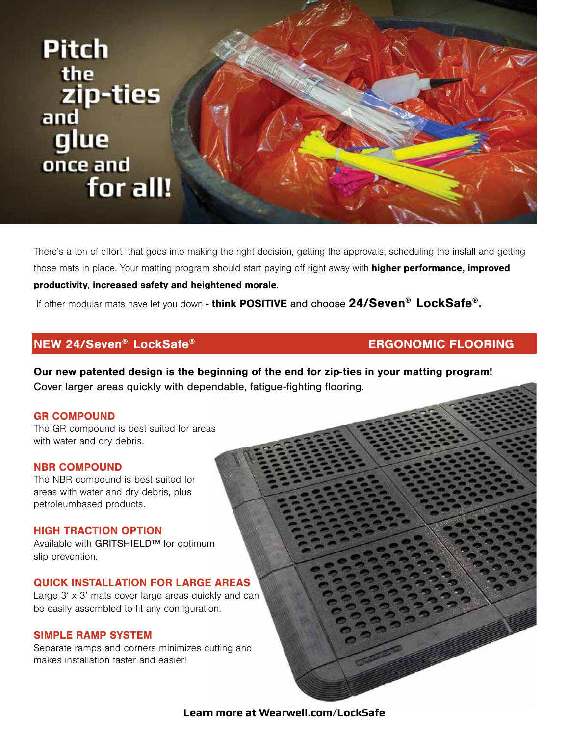# Pitch the zip-ties and glue once and for all!

There's a ton of effort that goes into making the right decision, getting the approvals, scheduling the install and getting those mats in place. Your matting program should start paying off right away with **higher performance, improved productivity, increased safety and heightened morale**.

If other modular mats have let you down **- think POSITIVE** and choose **24/Seven® LockSafe®.**

## NEW 24/Seven® LockSafe® — ERGONOMIC FLOORING

**Our new patented design is the beginning of the end for zip-ties in your matting program!**
Cover larger areas quickly with dependable, fatigue-fighting flooring.

### GR COMPOUND
The GR compound is best suited for areas with water and dry debris.

### NBR COMPOUND
The NBR compound is best suited for areas with water and dry debris, plus petroleumbased products.

### HIGH TRACTION OPTION
Available with GRITSHIELD™ for optimum slip prevention.

### QUICK INSTALLATION FOR LARGE AREAS
Large 3' x 3' mats cover large areas quickly and can be easily assembled to fit any configuration.

### SIMPLE RAMP SYSTEM
Separate ramps and corners minimizes cutting and makes installation faster and easier!

**Learn more at Wearwell.com/LockSafe**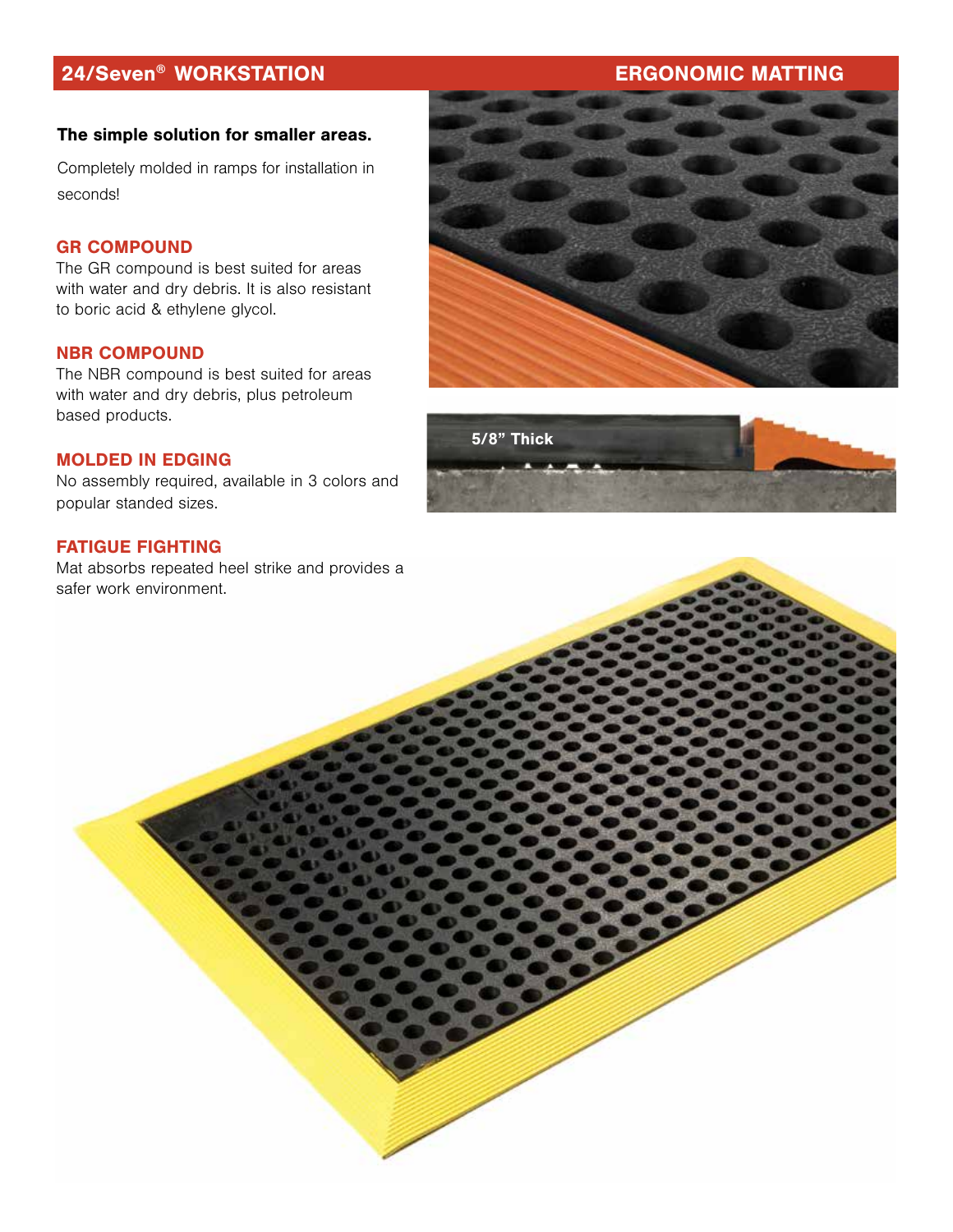## 24/Seven® WORKSTATION — ERGONOMIC MATTING

**The simple solution for smaller areas.**

Completely molded in ramps for installation in seconds!

### GR COMPOUND

The GR compound is best suited for areas with water and dry debris. It is also resistant to boric acid & ethylene glycol.

### NBR COMPOUND

The NBR compound is best suited for areas with water and dry debris, plus petroleum based products.

### MOLDED IN EDGING

No assembly required, available in 3 colors and popular standed sizes.

### FATIGUE FIGHTING

Mat absorbs repeated heel strike and provides a safer work environment.

5/8" Thick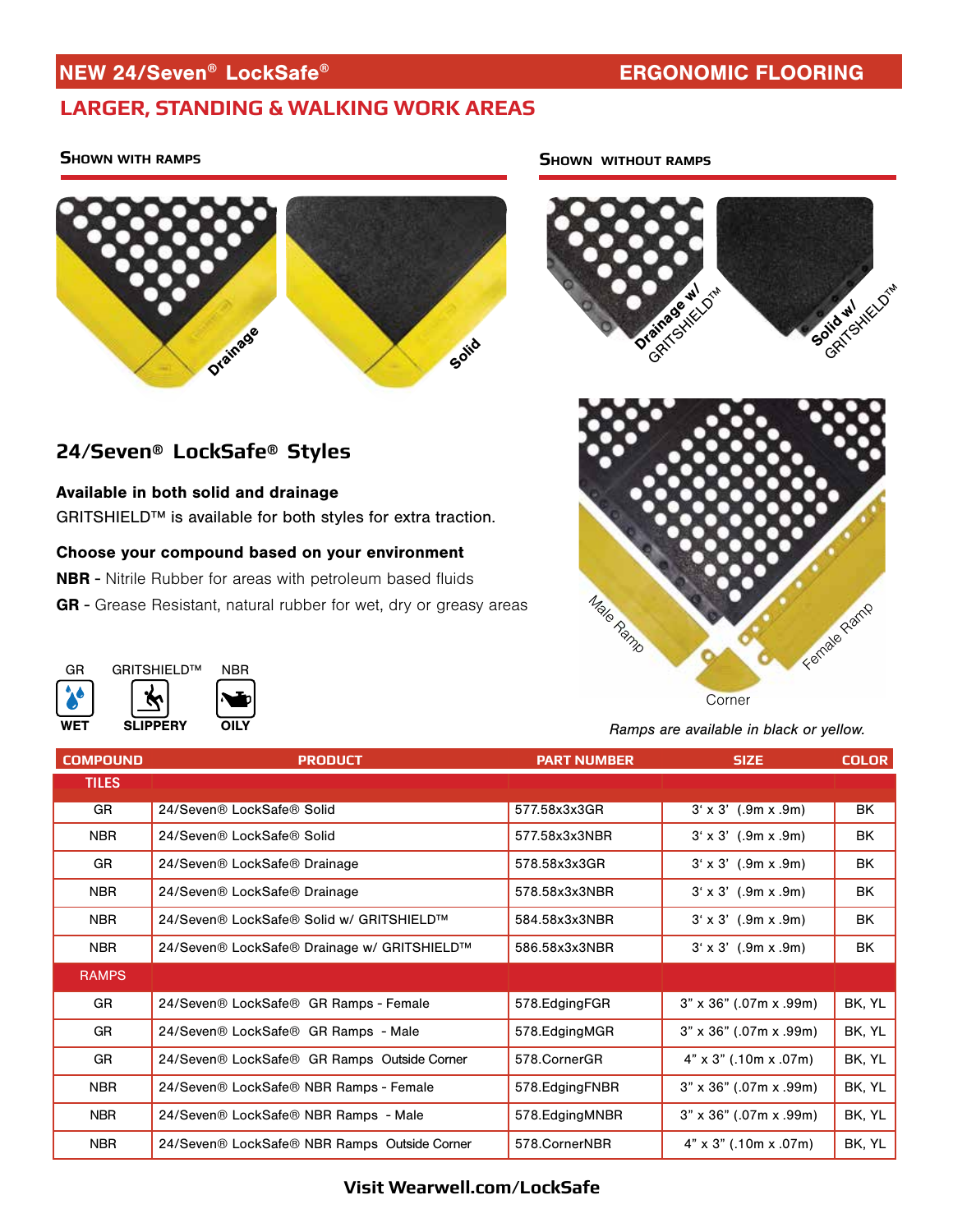## NEW 24/Seven® LockSafe® — ERGONOMIC FLOORING

### LARGER, STANDING & WALKING WORK AREAS

**SHOWN WITH RAMPS**

Drainage

Solid

**SHOWN WITHOUT RAMPS**

Drainage w/ GRITSHIELD™

Solid w/ GRITSHIELD™

Male Ramp

Female Ramp

Corner

*Ramps are available in black or yellow.*

### 24/Seven® LockSafe® Styles

**Available in both solid and drainage**

GRITSHIELD™ is available for both styles for extra traction.

**Choose your compound based on your environment**

**NBR** - Nitrile Rubber for areas with petroleum based fluids

**GR** - Grease Resistant, natural rubber for wet, dry or greasy areas

GR — WET
GRITSHIELD™ — SLIPPERY
NBR — OILY

| COMPOUND | PRODUCT | PART NUMBER | SIZE | COLOR |
|---|---|---|---|---|
| TILES | | | | |
| GR | 24/Seven® LockSafe® Solid | 577.58x3x3GR | 3' x 3' (.9m x .9m) | BK |
| NBR | 24/Seven® LockSafe® Solid | 577.58x3x3NBR | 3' x 3' (.9m x .9m) | BK |
| GR | 24/Seven® LockSafe® Drainage | 578.58x3x3GR | 3' x 3' (.9m x .9m) | BK |
| NBR | 24/Seven® LockSafe® Drainage | 578.58x3x3NBR | 3' x 3' (.9m x .9m) | BK |
| NBR | 24/Seven® LockSafe® Solid w/ GRITSHIELD™ | 584.58x3x3NBR | 3' x 3' (.9m x .9m) | BK |
| NBR | 24/Seven® LockSafe® Drainage w/ GRITSHIELD™ | 586.58x3x3NBR | 3' x 3' (.9m x .9m) | BK |
| RAMPS | | | | |
| GR | 24/Seven® LockSafe® GR Ramps - Female | 578.EdgingFGR | 3" x 36" (.07m x .99m) | BK, YL |
| GR | 24/Seven® LockSafe® GR Ramps - Male | 578.EdgingMGR | 3" x 36" (.07m x .99m) | BK, YL |
| GR | 24/Seven® LockSafe® GR Ramps Outside Corner | 578.CornerGR | 4" x 3" (.10m x .07m) | BK, YL |
| NBR | 24/Seven® LockSafe® NBR Ramps - Female | 578.EdgingFNBR | 3" x 36" (.07m x .99m) | BK, YL |
| NBR | 24/Seven® LockSafe® NBR Ramps - Male | 578.EdgingMNBR | 3" x 36" (.07m x .99m) | BK, YL |
| NBR | 24/Seven® LockSafe® NBR Ramps Outside Corner | 578.CornerNBR | 4" x 3" (.10m x .07m) | BK, YL |

**Visit Wearwell.com/LockSafe**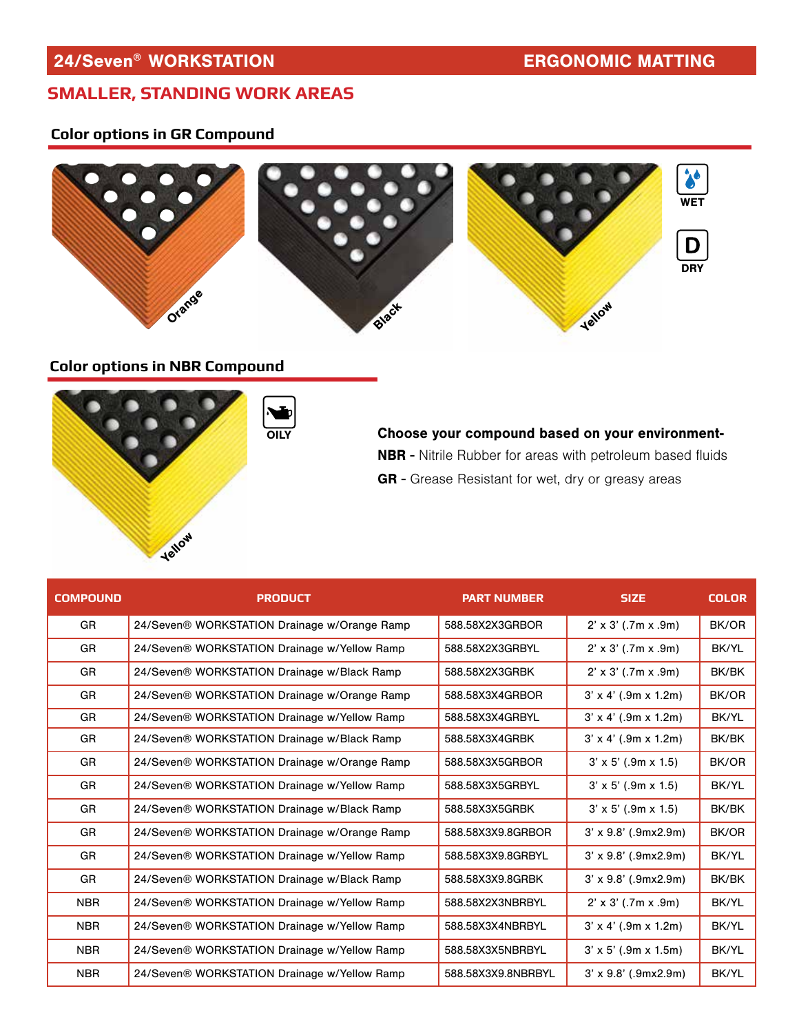## 24/Seven® WORKSTATION — ERGONOMIC MATTING

# SMALLER, STANDING WORK AREAS

### Color options in GR Compound

Orange

Black

Yellow

WET

DRY

### Color options in NBR Compound

Yellow

OILY

**Choose your compound based on your environment-**

**NBR** - Nitrile Rubber for areas with petroleum based fluids

**GR** - Grease Resistant for wet, dry or greasy areas

| COMPOUND | PRODUCT | PART NUMBER | SIZE | COLOR |
|---|---|---|---|---|
| GR | 24/Seven® WORKSTATION Drainage w/Orange Ramp | 588.58X2X3GRBOR | 2' x 3' (.7m x .9m) | BK/OR |
| GR | 24/Seven® WORKSTATION Drainage w/Yellow Ramp | 588.58X2X3GRBYL | 2' x 3' (.7m x .9m) | BK/YL |
| GR | 24/Seven® WORKSTATION Drainage w/Black Ramp | 588.58X2X3GRBK | 2' x 3' (.7m x .9m) | BK/BK |
| GR | 24/Seven® WORKSTATION Drainage w/Orange Ramp | 588.58X3X4GRBOR | 3' x 4' (.9m x 1.2m) | BK/OR |
| GR | 24/Seven® WORKSTATION Drainage w/Yellow Ramp | 588.58X3X4GRBYL | 3' x 4' (.9m x 1.2m) | BK/YL |
| GR | 24/Seven® WORKSTATION Drainage w/Black Ramp | 588.58X3X4GRBK | 3' x 4' (.9m x 1.2m) | BK/BK |
| GR | 24/Seven® WORKSTATION Drainage w/Orange Ramp | 588.58X3X5GRBOR | 3' x 5' (.9m x 1.5) | BK/OR |
| GR | 24/Seven® WORKSTATION Drainage w/Yellow Ramp | 588.58X3X5GRBYL | 3' x 5' (.9m x 1.5) | BK/YL |
| GR | 24/Seven® WORKSTATION Drainage w/Black Ramp | 588.58X3X5GRBK | 3' x 5' (.9m x 1.5) | BK/BK |
| GR | 24/Seven® WORKSTATION Drainage w/Orange Ramp | 588.58X3X9.8GRBOR | 3' x 9.8' (.9mx2.9m) | BK/OR |
| GR | 24/Seven® WORKSTATION Drainage w/Yellow Ramp | 588.58X3X9.8GRBYL | 3' x 9.8' (.9mx2.9m) | BK/YL |
| GR | 24/Seven® WORKSTATION Drainage w/Black Ramp | 588.58X3X9.8GRBK | 3' x 9.8' (.9mx2.9m) | BK/BK |
| NBR | 24/Seven® WORKSTATION Drainage w/Yellow Ramp | 588.58X2X3NBRBYL | 2' x 3' (.7m x .9m) | BK/YL |
| NBR | 24/Seven® WORKSTATION Drainage w/Yellow Ramp | 588.58X3X4NBRBYL | 3' x 4' (.9m x 1.2m) | BK/YL |
| NBR | 24/Seven® WORKSTATION Drainage w/Yellow Ramp | 588.58X3X5NBRBYL | 3' x 5' (.9m x 1.5m) | BK/YL |
| NBR | 24/Seven® WORKSTATION Drainage w/Yellow Ramp | 588.58X3X9.8NBRBYL | 3' x 9.8' (.9mx2.9m) | BK/YL |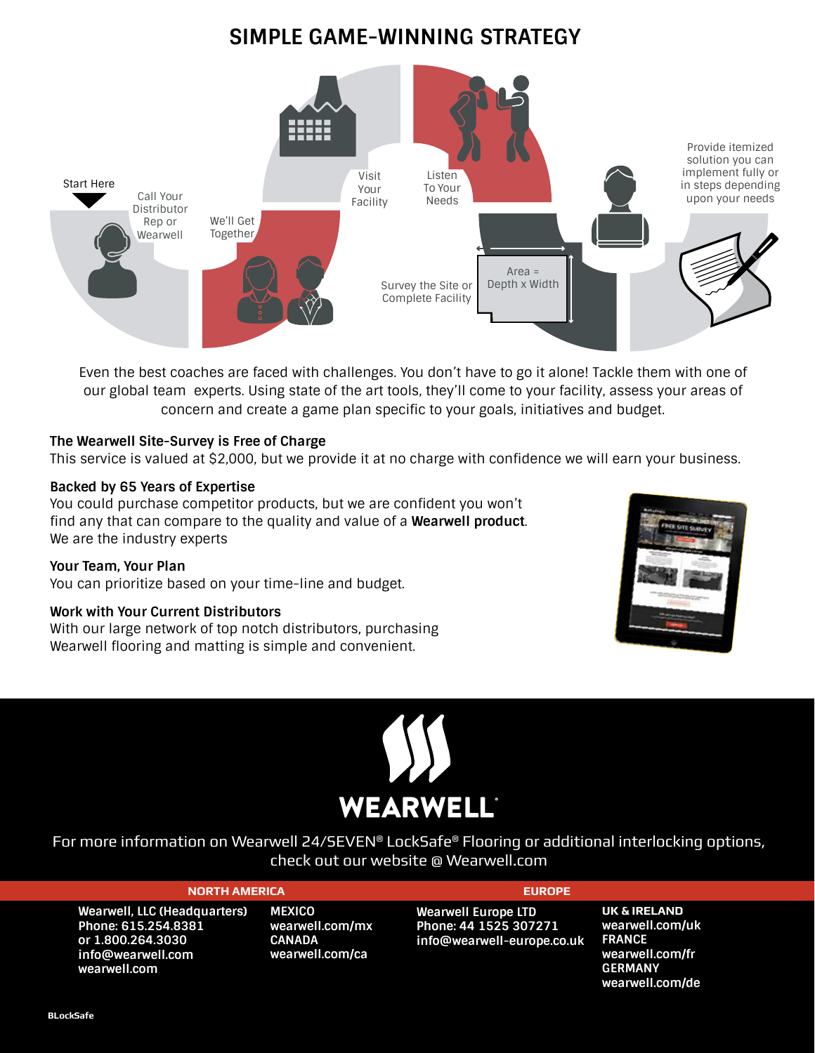# SIMPLE GAME-WINNING STRATEGY

Start Here

Call Your Distributor Rep or Wearwell

We'll Get Together

Visit Your Facility

Listen To Your Needs

Survey the Site or Complete Facility

Area = Depth x Width

Provide itemized solution you can implement fully or in steps depending upon your needs

Even the best coaches are faced with challenges. You don't have to go it alone! Tackle them with one of our global team experts. Using state of the art tools, they'll come to your facility, assess your areas of concern and create a game plan specific to your goals, initiatives and budget.

**The Wearwell Site-Survey is Free of Charge**
This service is valued at $2,000, but we provide it at no charge with confidence we will earn your business.

**Backed by 65 Years of Expertise**
You could purchase competitor products, but we are confident you won't find any that can compare to the quality and value of a **Wearwell product**. We are the industry experts

**Your Team, Your Plan**
You can prioritize based on your time-line and budget.

**Work with Your Current Distributors**
With our large network of top notch distributors, purchasing Wearwell flooring and matting is simple and convenient.

WEARWELL

For more information on Wearwell 24/SEVEN® LockSafe® Flooring or additional interlocking options, check out our website @ Wearwell.com

**NORTH AMERICA**

**Wearwell, LLC (Headquarters)**
**Phone: 615.254.8381**
**or 1.800.264.3030**
**info@wearwell.com**
**wearwell.com**

**MEXICO**
**wearwell.com/mx**
**CANADA**
**wearwell.com/ca**

**EUROPE**

**Wearwell Europe LTD**
**Phone: 44 1525 307271**
**info@wearwell-europe.co.uk**

**UK & IRELAND**
**wearwell.com/uk**
**FRANCE**
**wearwell.com/fr**
**GERMANY**
**wearwell.com/de**

BLockSafe